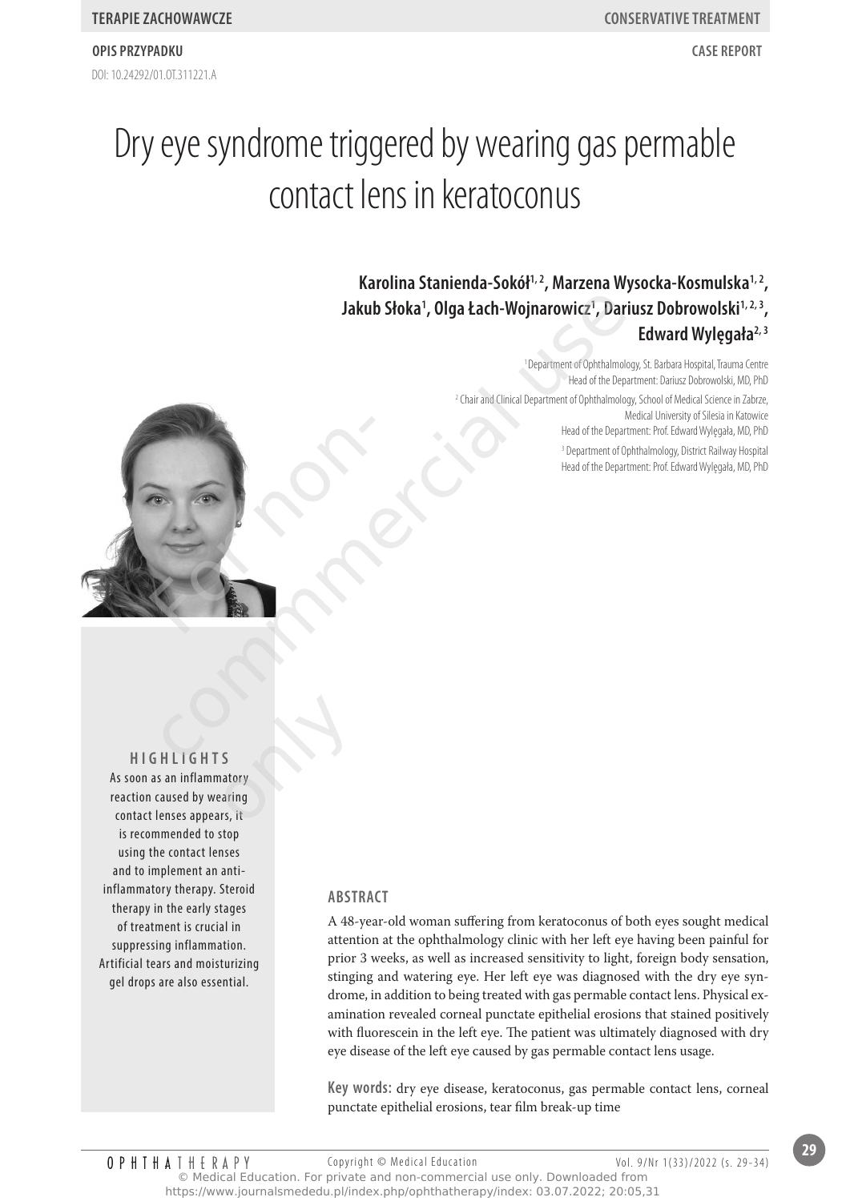TERAPIE ZACHOWAWCZE — CONSERVATIVE TREATMENT

OPIS PRZYPADKU — CASE REPORT

DOI: 10.24292/01.OT.311221.A

# Dry eye syndrome triggered by wearing gas permable contact lens in keratoconus

**Karolina Stanienda-Sokół[1,2], Marzena Wysocka-Kosmulska[1,2], Jakub Słoka[1], Olga Łach-Wojnarowicz[1], Dariusz Dobrowolski[1,2,3], Edward Wylęgała[2,3]**

[1] Department of Ophthalmology, St. Barbara Hospital, Trauma Centre
Head of the Department: Dariusz Dobrowolski, MD, PhD

[2] Chair and Clinical Department of Ophthalmology, School of Medical Science in Zabrze, Medical University of Silesia in Katowice
Head of the Department: Prof. Edward Wylęgała, MD, PhD

[3] Department of Ophthalmology, District Railway Hospital
Head of the Department: Prof. Edward Wylęgała, MD, PhD

## HIGHLIGHTS

As soon as an inflammatory reaction caused by wearing contact lenses appears, it is recommended to stop using the contact lenses and to implement an anti-inflammatory therapy. Steroid therapy in the early stages of treatment is crucial in suppressing inflammation. Artificial tears and moisturizing gel drops are also essential.

## ABSTRACT

A 48-year-old woman suffering from keratoconus of both eyes sought medical attention at the ophthalmology clinic with her left eye having been painful for prior 3 weeks, as well as increased sensitivity to light, foreign body sensation, stinging and watering eye. Her left eye was diagnosed with the dry eye syndrome, in addition to being treated with gas permable contact lens. Physical examination revealed corneal punctate epithelial erosions that stained positively with fluorescein in the left eye. The patient was ultimately diagnosed with dry eye disease of the left eye caused by gas permable contact lens usage.

**Key words:** dry eye disease, keratoconus, gas permable contact lens, corneal punctate epithelial erosions, tear film break-up time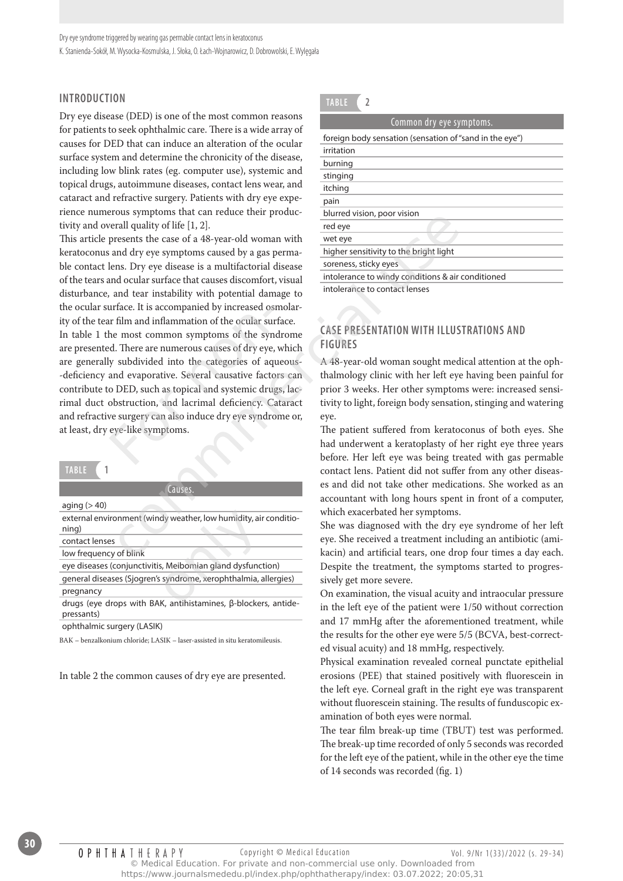## INTRODUCTION

Dry eye disease (DED) is one of the most common reasons for patients to seek ophthalmic care. There is a wide array of causes for DED that can induce an alteration of the ocular surface system and determine the chronicity of the disease, including low blink rates (eg. computer use), systemic and topical drugs, autoimmune diseases, contact lens wear, and cataract and refractive surgery. Patients with dry eye experience numerous symptoms that can reduce their productivity and overall quality of life [1, 2].

This article presents the case of a 48-year-old woman with keratoconus and dry eye symptoms caused by a gas permeable contact lens. Dry eye disease is a multifactorial disease of the tears and ocular surface that causes discomfort, visual disturbance, and tear instability with potential damage to the ocular surface. It is accompanied by increased osmolarity of the tear film and inflammation of the ocular surface.

In table 1 the most common symptoms of the syndrome are presented. There are numerous causes of dry eye, which are generally subdivided into the categories of aqueous-deficiency and evaporative. Several causative factors can contribute to DED, such as topical and systemic drugs, lacrimal duct obstruction, and lacrimal deficiency. Cataract and refractive surgery can also induce dry eye syndrome or, at least, dry eye-like symptoms.

**TABLE 1**

| Causes. |
|---|
| aging (> 40) |
| external environment (windy weather, low humidity, air conditioning) |
| contact lenses |
| low frequency of blink |
| eye diseases (conjunctivitis, Meibomian gland dysfunction) |
| general diseases (Sjogren's syndrome, xerophthalmia, allergies) |
| pregnancy |
| drugs (eye drops with BAK, antihistamines, β-blockers, antidepressants) |
| ophthalmic surgery (LASIK) |

BAK – benzalkonium chloride; LASIK – laser-assisted in situ keratomileusis.

In table 2 the common causes of dry eye are presented.

**TABLE 2**

| Common dry eye symptoms. |
|---|
| foreign body sensation (sensation of "sand in the eye") |
| irritation |
| burning |
| stinging |
| itching |
| pain |
| blurred vision, poor vision |
| red eye |
| wet eye |
| higher sensitivity to the bright light |
| soreness, sticky eyes |
| intolerance to windy conditions & air conditioned |
| intolerance to contact lenses |

## CASE PRESENTATION WITH ILLUSTRATIONS AND FIGURES

A 48-year-old woman sought medical attention at the ophthalmology clinic with her left eye having been painful for prior 3 weeks. Her other symptoms were: increased sensitivity to light, foreign body sensation, stinging and watering eye.

The patient suffered from keratoconus of both eyes. She had underwent a keratoplasty of her right eye three years before. Her left eye was being treated with gas permable contact lens. Patient did not suffer from any other diseases and did not take other medications. She worked as an accountant with long hours spent in front of a computer, which exacerbated her symptoms.

She was diagnosed with the dry eye syndrome of her left eye. She received a treatment including an antibiotic (amikacin) and artificial tears, one drop four times a day each. Despite the treatment, the symptoms started to progressively get more severe.

On examination, the visual acuity and intraocular pressure in the left eye of the patient were 1/50 without correction and 17 mmHg after the aforementioned treatment, while the results for the other eye were 5/5 (BCVA, best-corrected visual acuity) and 18 mmHg, respectively.

Physical examination revealed corneal punctate epithelial erosions (PEE) that stained positively with fluorescein in the left eye. Corneal graft in the right eye was transparent without fluorescein staining. The results of funduscopic examination of both eyes were normal.

The tear film break-up time (TBUT) test was performed. The break-up time recorded of only 5 seconds was recorded for the left eye of the patient, while in the other eye the time of 14 seconds was recorded (fig. 1)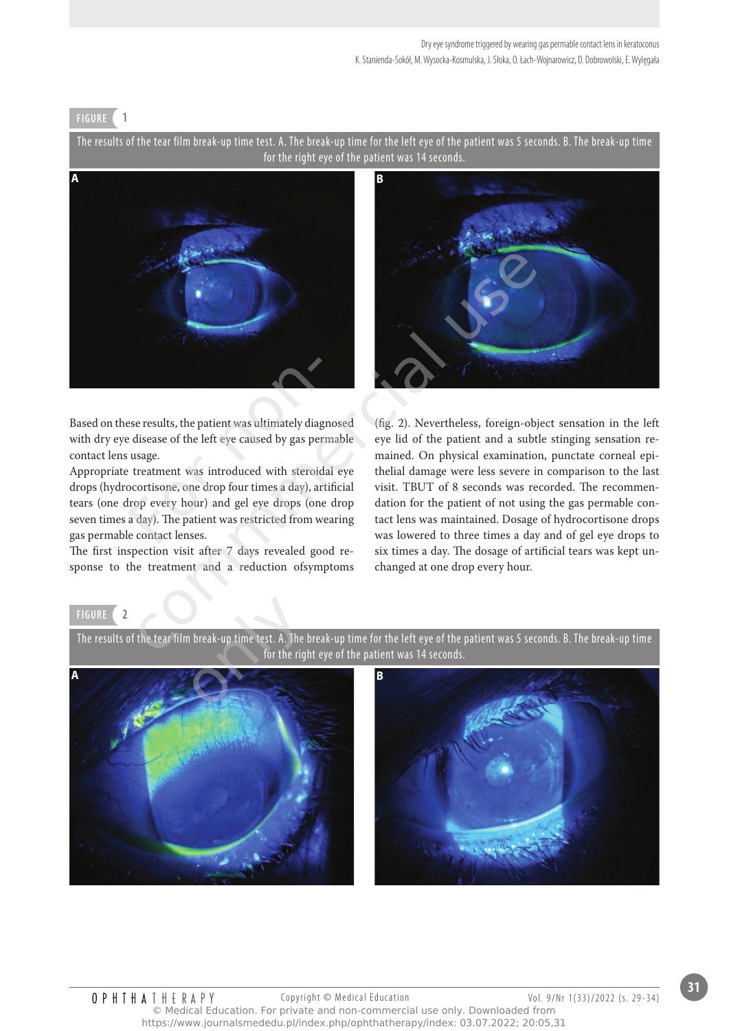FIGURE 1

The results of the tear film break-up time test. A. The break-up time for the left eye of the patient was 5 seconds. B. The break-up time for the right eye of the patient was 14 seconds.

Based on these results, the patient was ultimately diagnosed with dry eye disease of the left eye caused by gas permable contact lens usage.

Appropriate treatment was introduced with steroidal eye drops (hydrocortisone, one drop four times a day), artificial tears (one drop every hour) and gel eye drops (one drop seven times a day). The patient was restricted from wearing gas permable contact lenses.

The first inspection visit after 7 days revealed good response to the treatment and a reduction ofsymptoms (fig. 2). Nevertheless, foreign-object sensation in the left eye lid of the patient and a subtle stinging sensation remained. On physical examination, punctate corneal epithelial damage were less severe in comparison to the last visit. TBUT of 8 seconds was recorded. The recommendation for the patient of not using the gas permable contact lens was maintained. Dosage of hydrocortisone drops was lowered to three times a day and of gel eye drops to six times a day. The dosage of artificial tears was kept unchanged at one drop every hour.

FIGURE 2

The results of the tear film break-up time test. A. The break-up time for the left eye of the patient was 5 seconds. B. The break-up time for the right eye of the patient was 14 seconds.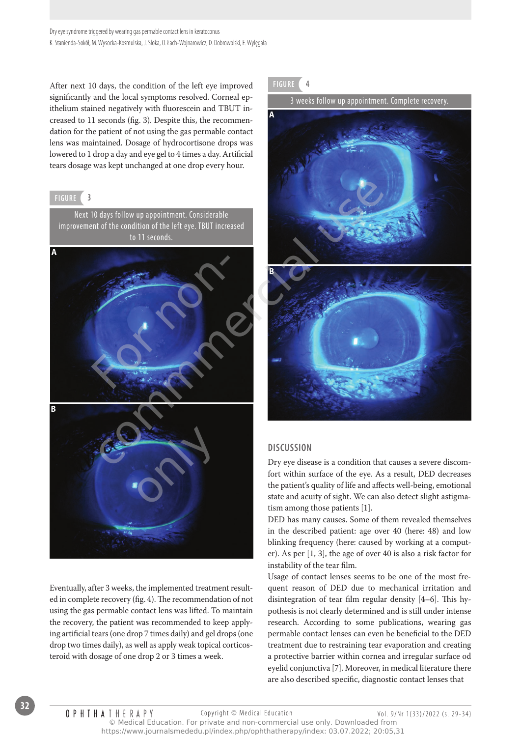After next 10 days, the condition of the left eye improved significantly and the local symptoms resolved. Corneal epithelium stained negatively with fluorescein and TBUT increased to 11 seconds (fig. 3). Despite this, the recommendation for the patient of not using the gas permable contact lens was maintained. Dosage of hydrocortisone drops was lowered to 1 drop a day and eye gel to 4 times a day. Artificial tears dosage was kept unchanged at one drop every hour.

FIGURE 3

Next 10 days follow up appointment. Considerable improvement of the condition of the left eye. TBUT increased to 11 seconds.

Eventually, after 3 weeks, the implemented treatment resulted in complete recovery (fig. 4). The recommendation of not using the gas permable contact lens was lifted. To maintain the recovery, the patient was recommended to keep applying artificial tears (one drop 7 times daily) and gel drops (one drop two times daily), as well as apply weak topical corticosteroid with dosage of one drop 2 or 3 times a week.

FIGURE 4

3 weeks follow up appointment. Complete recovery.

## DISCUSSION

Dry eye disease is a condition that causes a severe discomfort within surface of the eye. As a result, DED decreases the patient's quality of life and affects well-being, emotional state and acuity of sight. We can also detect slight astigmatism among those patients [1].

DED has many causes. Some of them revealed themselves in the described patient: age over 40 (here: 48) and low blinking frequency (here: caused by working at a computer). As per [1, 3], the age of over 40 is also a risk factor for instability of the tear film.

Usage of contact lenses seems to be one of the most frequent reason of DED due to mechanical irritation and disintegration of tear film regular density [4–6]. This hypothesis is not clearly determined and is still under intense research. According to some publications, wearing gas permable contact lenses can even be beneficial to the DED treatment due to restraining tear evaporation and creating a protective barrier within cornea and irregular surface od eyelid conjunctiva [7]. Moreover, in medical literature there are also described specific, diagnostic contact lenses that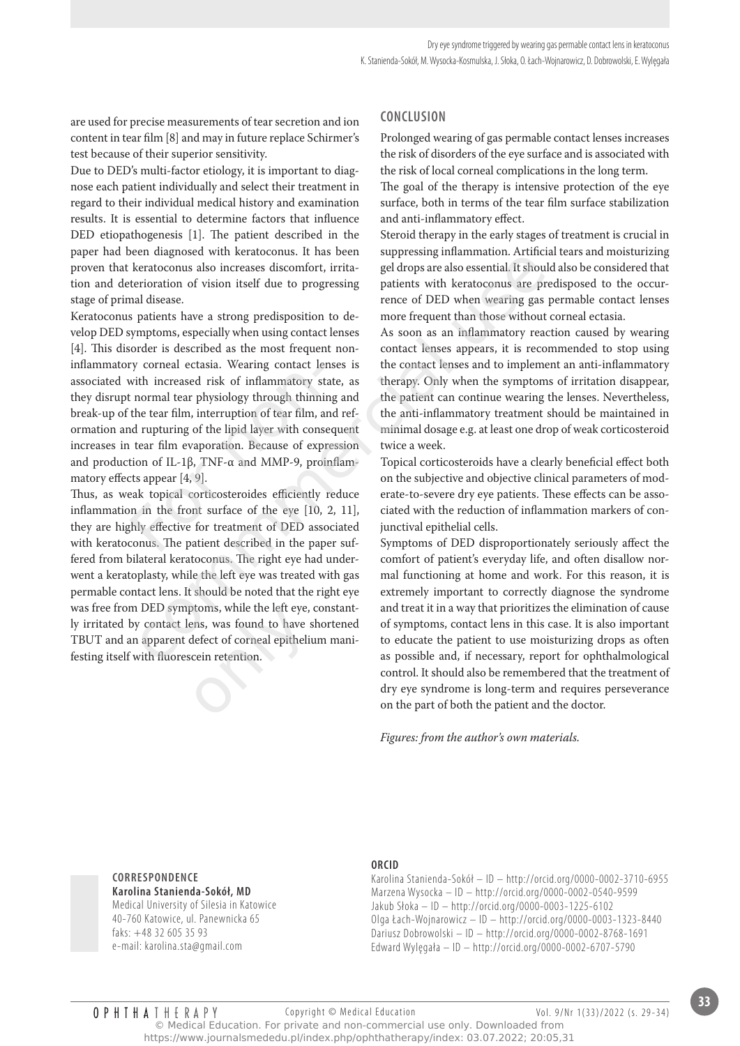are used for precise measurements of tear secretion and ion content in tear film [8] and may in future replace Schirmer's test because of their superior sensitivity.

Due to DED's multi-factor etiology, it is important to diagnose each patient individually and select their treatment in regard to their individual medical history and examination results. It is essential to determine factors that influence DED etiopathogenesis [1]. The patient described in the paper had been diagnosed with keratoconus. It has been proven that keratoconus also increases discomfort, irritation and deterioration of vision itself due to progressing stage of primal disease.

Keratoconus patients have a strong predisposition to develop DED symptoms, especially when using contact lenses [4]. This disorder is described as the most frequent noninflammatory corneal ectasia. Wearing contact lenses is associated with increased risk of inflammatory state, as they disrupt normal tear physiology through thinning and break-up of the tear film, interruption of tear film, and reformation and rupturing of the lipid layer with consequent increases in tear film evaporation. Because of expression and production of IL-1β, TNF-α and MMP-9, proinflammatory effects appear [4, 9].

Thus, as weak topical corticosteroides efficiently reduce inflammation in the front surface of the eye [10, 2, 11], they are highly effective for treatment of DED associated with keratoconus. The patient described in the paper suffered from bilateral keratoconus. The right eye had underwent a keratoplasty, while the left eye was treated with gas permable contact lens. It should be noted that the right eye was free from DED symptoms, while the left eye, constantly irritated by contact lens, was found to have shortened TBUT and an apparent defect of corneal epithelium manifesting itself with fluorescein retention.

## CONCLUSION

Prolonged wearing of gas permable contact lenses increases the risk of disorders of the eye surface and is associated with the risk of local corneal complications in the long term.

The goal of the therapy is intensive protection of the eye surface, both in terms of the tear film surface stabilization and anti-inflammatory effect.

Steroid therapy in the early stages of treatment is crucial in suppressing inflammation. Artificial tears and moisturizing gel drops are also essential. It should also be considered that patients with keratoconus are predisposed to the occurrence of DED when wearing gas permable contact lenses more frequent than those without corneal ectasia.

As soon as an inflammatory reaction caused by wearing contact lenses appears, it is recommended to stop using the contact lenses and to implement an anti-inflammatory therapy. Only when the symptoms of irritation disappear, the patient can continue wearing the lenses. Nevertheless, the anti-inflammatory treatment should be maintained in minimal dosage e.g. at least one drop of weak corticosteroid twice a week.

Topical corticosteroids have a clearly beneficial effect both on the subjective and objective clinical parameters of moderate-to-severe dry eye patients. These effects can be associated with the reduction of inflammation markers of conjunctival epithelial cells.

Symptoms of DED disproportionately seriously affect the comfort of patient's everyday life, and often disallow normal functioning at home and work. For this reason, it is extremely important to correctly diagnose the syndrome and treat it in a way that prioritizes the elimination of cause of symptoms, contact lens in this case. It is also important to educate the patient to use moisturizing drops as often as possible and, if necessary, report for ophthalmological control. It should also be remembered that the treatment of dry eye syndrome is long-term and requires perseverance on the part of both the patient and the doctor.

*Figures: from the author's own materials.*

**CORRESPONDENCE**
**Karolina Stanienda-Sokół, MD**
Medical University of Silesia in Katowice
40-760 Katowice, ul. Panewnicka 65
faks: +48 32 605 35 93
e-mail: karolina.sta@gmail.com

**ORCID**
Karolina Stanienda-Sokół – ID – http://orcid.org/0000-0002-3710-6955
Marzena Wysocka – ID – http://orcid.org/0000-0002-0540-9599
Jakub Słoka – ID – http://orcid.org/0000-0003-1225-6102
Olga Łach-Wojnarowicz – ID – http://orcid.org/0000-0003-1323-8440
Dariusz Dobrowolski – ID – http://orcid.org/0000-0002-8768-1691
Edward Wylęgała – ID – http://orcid.org/0000-0002-6707-5790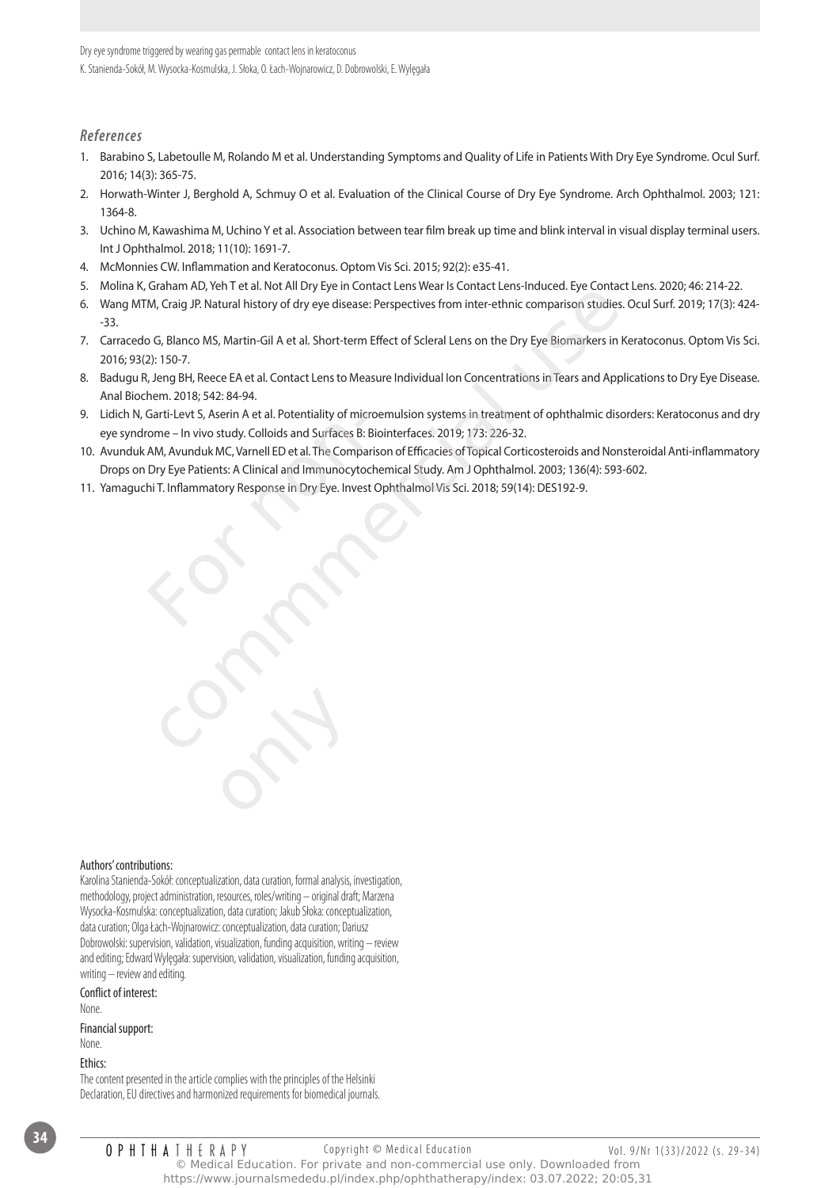## *References*

1. Barabino S, Labetoulle M, Rolando M et al. Understanding Symptoms and Quality of Life in Patients With Dry Eye Syndrome. Ocul Surf. 2016; 14(3): 365-75.
2. Horwath-Winter J, Berghold A, Schmuy O et al. Evaluation of the Clinical Course of Dry Eye Syndrome. Arch Ophthalmol. 2003; 121: 1364-8.
3. Uchino M, Kawashima M, Uchino Y et al. Association between tear film break up time and blink interval in visual display terminal users. Int J Ophthalmol. 2018; 11(10): 1691-7.
4. McMonnies CW. Inflammation and Keratoconus. Optom Vis Sci. 2015; 92(2): e35-41.
5. Molina K, Graham AD, Yeh T et al. Not All Dry Eye in Contact Lens Wear Is Contact Lens-Induced. Eye Contact Lens. 2020; 46: 214-22.
6. Wang MTM, Craig JP. Natural history of dry eye disease: Perspectives from inter-ethnic comparison studies. Ocul Surf. 2019; 17(3): 424--33.
7. Carracedo G, Blanco MS, Martin-Gil A et al. Short-term Effect of Scleral Lens on the Dry Eye Biomarkers in Keratoconus. Optom Vis Sci. 2016; 93(2): 150-7.
8. Badugu R, Jeng BH, Reece EA et al. Contact Lens to Measure Individual Ion Concentrations in Tears and Applications to Dry Eye Disease. Anal Biochem. 2018; 542: 84-94.
9. Lidich N, Garti-Levt S, Aserin A et al. Potentiality of microemulsion systems in treatment of ophthalmic disorders: Keratoconus and dry eye syndrome – In vivo study. Colloids and Surfaces B: Biointerfaces. 2019; 173: 226-32.
10. Avunduk AM, Avunduk MC, Varnell ED et al. The Comparison of Efficacies of Topical Corticosteroids and Nonsteroidal Anti-inflammatory Drops on Dry Eye Patients: A Clinical and Immunocytochemical Study. Am J Ophthalmol. 2003; 136(4): 593-602.
11. Yamaguchi T. Inflammatory Response in Dry Eye. Invest Ophthalmol Vis Sci. 2018; 59(14): DES192-9.

Authors' contributions:
Karolina Stanienda-Sokół: conceptualization, data curation, formal analysis, investigation, methodology, project administration, resources, roles/writing – original draft; Marzena Wysocka-Kosmulska: conceptualization, data curation; Jakub Słoka: conceptualization, data curation; Olga Łach-Wojnarowicz: conceptualization, data curation; Dariusz Dobrowolski: supervision, validation, visualization, funding acquisition, writing – review and editing; Edward Wylęgała: supervision, validation, visualization, funding acquisition, writing – review and editing.

Conflict of interest:
None.

Financial support:
None.

Ethics:
The content presented in the article complies with the principles of the Helsinki Declaration, EU directives and harmonized requirements for biomedical journals.